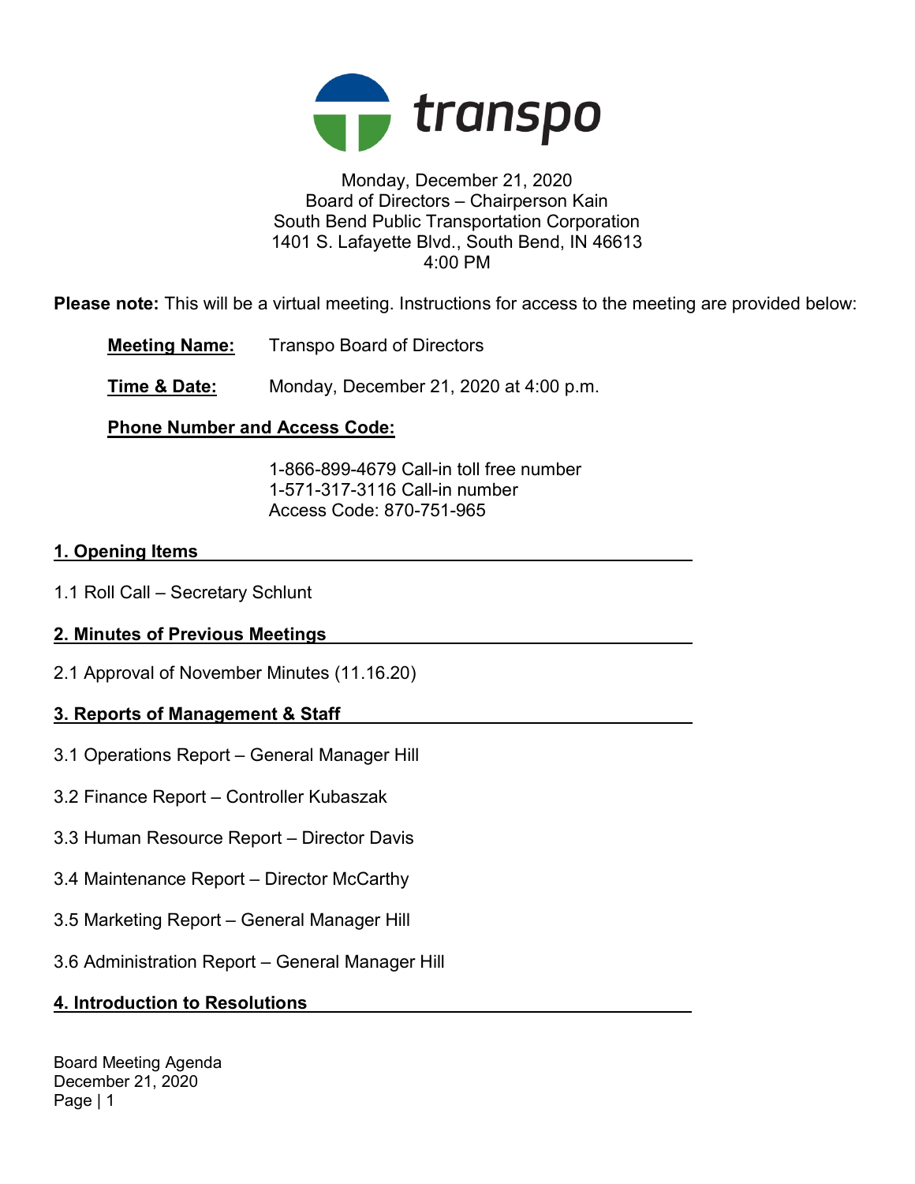transpo

Monday, December 21, 2020
Board of Directors – Chairperson Kain
South Bend Public Transportation Corporation
1401 S. Lafayette Blvd., South Bend, IN 46613
4:00 PM

**Please note:** This will be a virtual meeting. Instructions for access to the meeting are provided below:

**Meeting Name:** Transpo Board of Directors

**Time & Date:** Monday, December 21, 2020 at 4:00 p.m.

**Phone Number and Access Code:**

1-866-899-4679 Call-in toll free number
1-571-317-3116 Call-in number
Access Code: 870-751-965

## 1. Opening Items

1.1 Roll Call – Secretary Schlunt

## 2. Minutes of Previous Meetings

2.1 Approval of November Minutes (11.16.20)

## 3. Reports of Management & Staff

3.1 Operations Report – General Manager Hill

3.2 Finance Report – Controller Kubaszak

3.3 Human Resource Report – Director Davis

3.4 Maintenance Report – Director McCarthy

3.5 Marketing Report – General Manager Hill

3.6 Administration Report – General Manager Hill

## 4. Introduction to Resolutions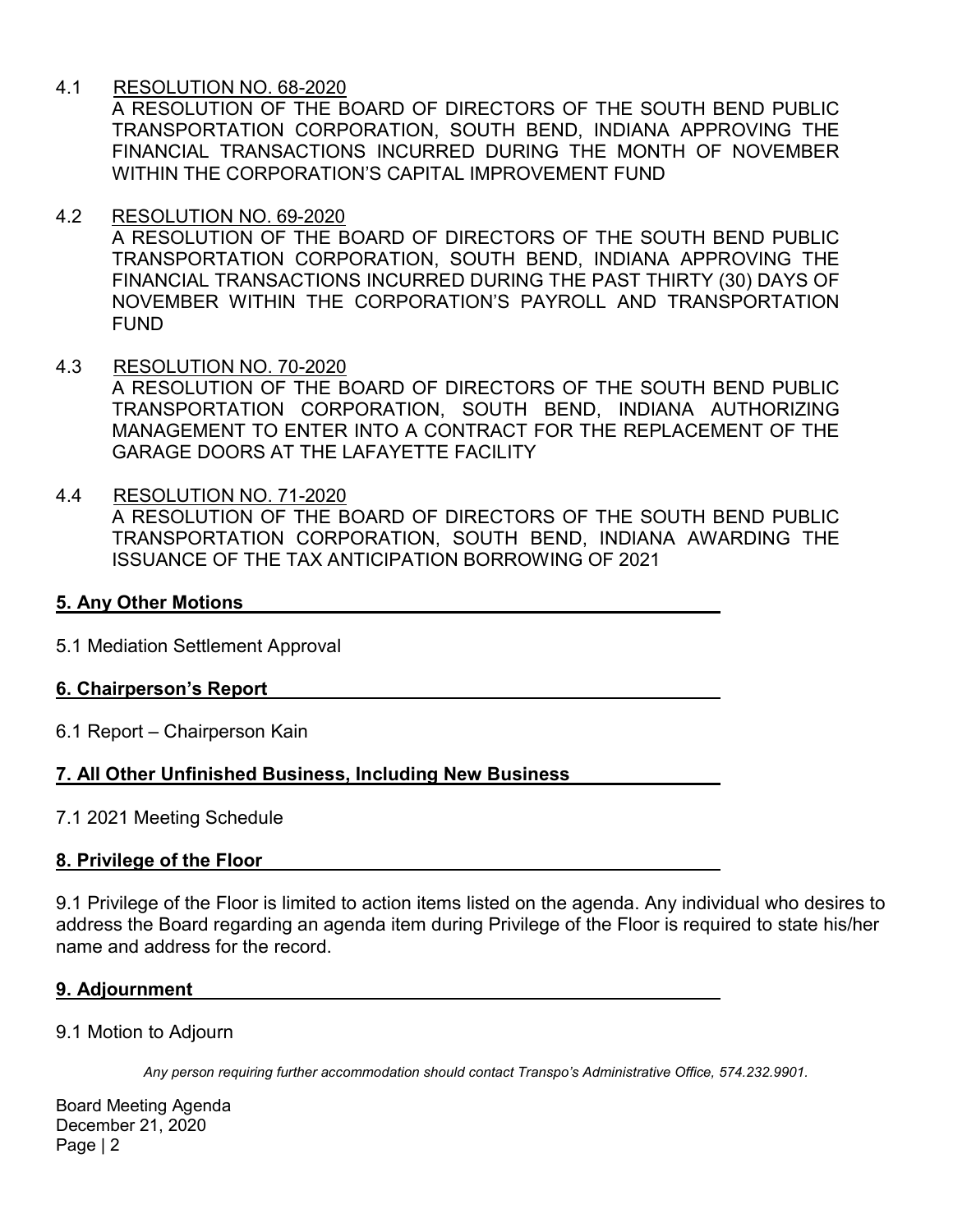4.1 RESOLUTION NO. 68-2020
A RESOLUTION OF THE BOARD OF DIRECTORS OF THE SOUTH BEND PUBLIC TRANSPORTATION CORPORATION, SOUTH BEND, INDIANA APPROVING THE FINANCIAL TRANSACTIONS INCURRED DURING THE MONTH OF NOVEMBER WITHIN THE CORPORATION'S CAPITAL IMPROVEMENT FUND

4.2 RESOLUTION NO. 69-2020
A RESOLUTION OF THE BOARD OF DIRECTORS OF THE SOUTH BEND PUBLIC TRANSPORTATION CORPORATION, SOUTH BEND, INDIANA APPROVING THE FINANCIAL TRANSACTIONS INCURRED DURING THE PAST THIRTY (30) DAYS OF NOVEMBER WITHIN THE CORPORATION'S PAYROLL AND TRANSPORTATION FUND

4.3 RESOLUTION NO. 70-2020
A RESOLUTION OF THE BOARD OF DIRECTORS OF THE SOUTH BEND PUBLIC TRANSPORTATION CORPORATION, SOUTH BEND, INDIANA AUTHORIZING MANAGEMENT TO ENTER INTO A CONTRACT FOR THE REPLACEMENT OF THE GARAGE DOORS AT THE LAFAYETTE FACILITY

4.4 RESOLUTION NO. 71-2020
A RESOLUTION OF THE BOARD OF DIRECTORS OF THE SOUTH BEND PUBLIC TRANSPORTATION CORPORATION, SOUTH BEND, INDIANA AWARDING THE ISSUANCE OF THE TAX ANTICIPATION BORROWING OF 2021

## 5. Any Other Motions

5.1 Mediation Settlement Approval

## 6. Chairperson's Report

6.1 Report – Chairperson Kain

## 7. All Other Unfinished Business, Including New Business

7.1 2021 Meeting Schedule

## 8. Privilege of the Floor

9.1 Privilege of the Floor is limited to action items listed on the agenda. Any individual who desires to address the Board regarding an agenda item during Privilege of the Floor is required to state his/her name and address for the record.

## 9. Adjournment

9.1 Motion to Adjourn

*Any person requiring further accommodation should contact Transpo's Administrative Office, 574.232.9901.*